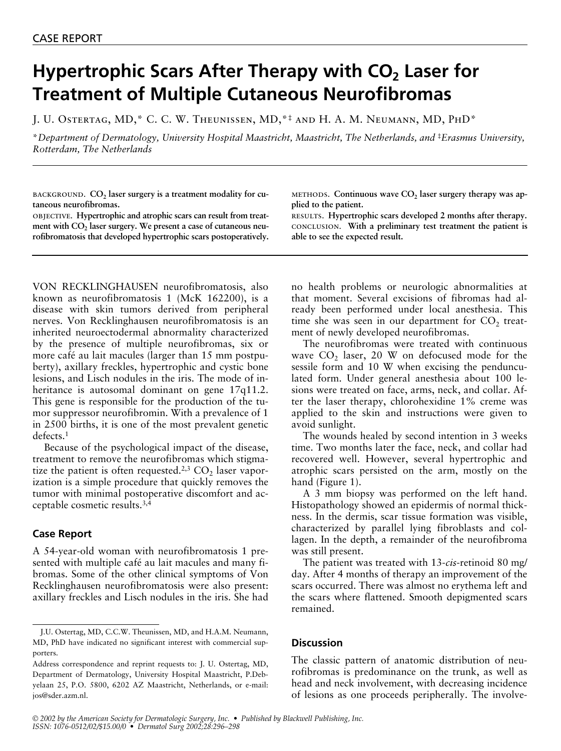CASE REPORT

# Hypertrophic Scars After Therapy with $CO_2$ Laser for Treatment of Multiple Cutaneous Neurofibromas

J. U. Ostertag, MD,* C. C. W. Theunissen, MD,*‡ and H. A. M. Neumann, MD, PhD*

*Department of Dermatology, University Hospital Maastricht, Maastricht, The Netherlands, and ‡Erasmus University, Rotterdam, The Netherlands

**BACKGROUND.** **$CO_2$ laser surgery is a treatment modality for cutaneous neurofibromas.**

**OBJECTIVE.** **Hypertrophic and atrophic scars can result from treatment with $CO_2$ laser surgery. We present a case of cutaneous neurofibromatosis that developed hypertrophic scars postoperatively.**

**METHODS.** **Continuous wave $CO_2$ laser surgery therapy was applied to the patient.**

**RESULTS.** **Hypertrophic scars developed 2 months after therapy.**

**CONCLUSION.** **With a preliminary test treatment the patient is able to see the expected result.**

VON RECKLINGHAUSEN neurofibromatosis, also known as neurofibromatosis 1 (McK 162200), is a disease with skin tumors derived from peripheral nerves. Von Recklinghausen neurofibromatosis is an inherited neuroectodermal abnormality characterized by the presence of multiple neurofibromas, six or more café au lait macules (larger than 15 mm postpuberty), axillary freckles, hypertrophic and cystic bone lesions, and Lisch nodules in the iris. The mode of inheritance is autosomal dominant on gene 17q11.2. This gene is responsible for the production of the tumor suppressor neurofibromin. With a prevalence of 1 in 2500 births, it is one of the most prevalent genetic defects.[1]

Because of the psychological impact of the disease, treatment to remove the neurofibromas which stigmatize the patient is often requested.[2,3] $CO_2$ laser vaporization is a simple procedure that quickly removes the tumor with minimal postoperative discomfort and acceptable cosmetic results.[3,4]

## Case Report

A 54-year-old woman with neurofibromatosis 1 presented with multiple café au lait macules and many fibromas. Some of the other clinical symptoms of Von Recklinghausen neurofibromatosis were also present: axillary freckles and Lisch nodules in the iris. She had no health problems or neurologic abnormalities at that moment. Several excisions of fibromas had already been performed under local anesthesia. This time she was seen in our department for $CO_2$ treatment of newly developed neurofibromas.

The neurofibromas were treated with continuous wave $CO_2$ laser, 20 W on defocused mode for the sessile form and 10 W when excising the penduncu­lated form. Under general anesthesia about 100 lesions were treated on face, arms, neck, and collar. After the laser therapy, chlorohexidine 1% creme was applied to the skin and instructions were given to avoid sunlight.

The wounds healed by second intention in 3 weeks time. Two months later the face, neck, and collar had recovered well. However, several hypertrophic and atrophic scars persisted on the arm, mostly on the hand (Figure 1).

A 3 mm biopsy was performed on the left hand. Histopathology showed an epidermis of normal thickness. In the dermis, scar tissue formation was visible, characterized by parallel lying fibroblasts and collagen. In the depth, a remainder of the neurofibroma was still present.

The patient was treated with 13-*cis*-retinoid 80 mg/day. After 4 months of therapy an improvement of the scars occurred. There was almost no erythema left and the scars where flattened. Smooth depigmented scars remained.

## Discussion

The classic pattern of anatomic distribution of neurofibromas is predominance on the trunk, as well as head and neck involvement, with decreasing incidence of lesions as one proceeds peripherally. The involve-

J.U. Ostertag, MD, C.C.W. Theunissen, MD, and H.A.M. Neumann, MD, PhD have indicated no significant interest with commercial supporters.

Address correspondence and reprint requests to: J. U. Ostertag, MD, Department of Dermatology, University Hospital Maastricht, P.Debyelaan 25, P.O. 5800, 6202 AZ Maastricht, Netherlands, or e-mail: jos@sder.azm.nl.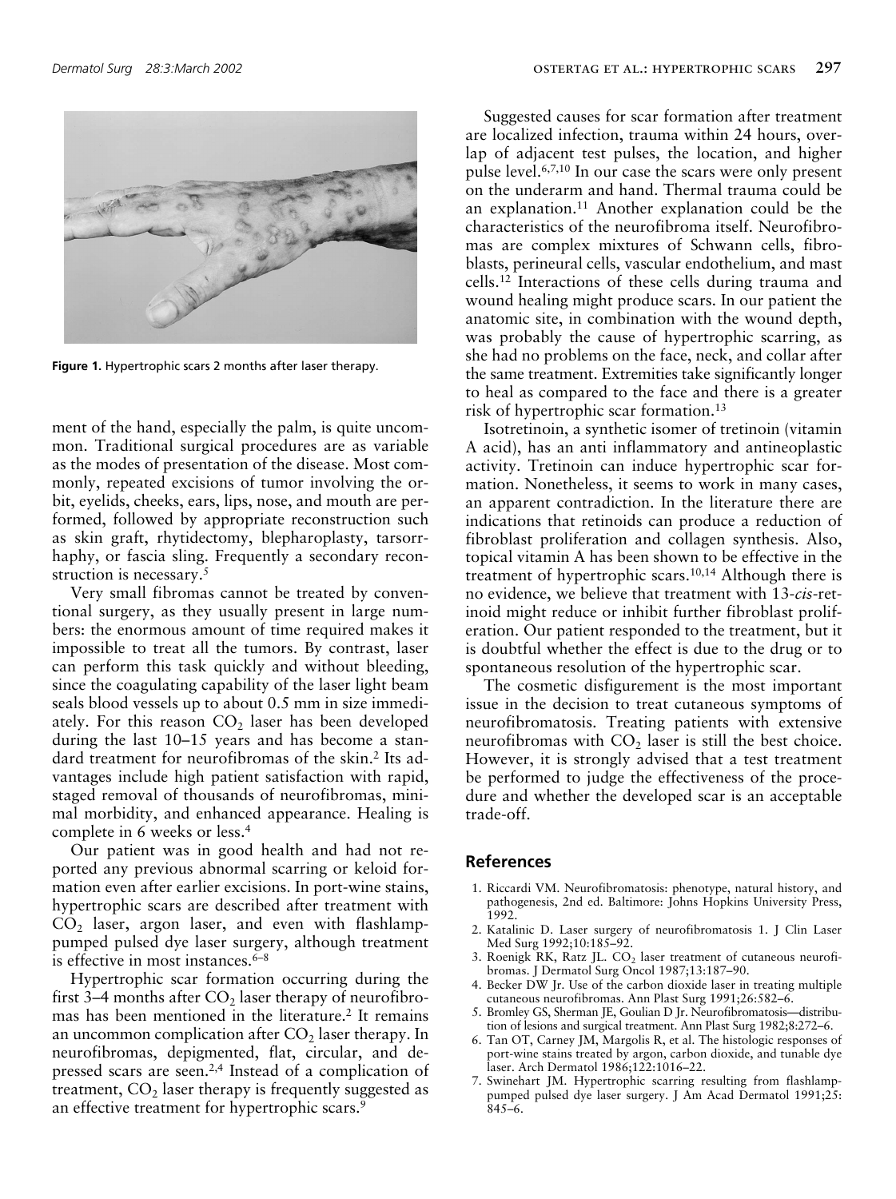Figure 1. Hypertrophic scars 2 months after laser therapy.

ment of the hand, especially the palm, is quite uncommon. Traditional surgical procedures are as variable as the modes of presentation of the disease. Most commonly, repeated excisions of tumor involving the orbit, eyelids, cheeks, ears, lips, nose, and mouth are performed, followed by appropriate reconstruction such as skin graft, rhytidectomy, blepharoplasty, tarsorrhaphy, or fascia sling. Frequently a secondary reconstruction is necessary.[5]

Very small fibromas cannot be treated by conventional surgery, as they usually present in large numbers: the enormous amount of time required makes it impossible to treat all the tumors. By contrast, laser can perform this task quickly and without bleeding, since the coagulating capability of the laser light beam seals blood vessels up to about 0.5 mm in size immediately. For this reason $CO_2$ laser has been developed during the last 10–15 years and has become a standard treatment for neurofibromas of the skin.[2] Its advantages include high patient satisfaction with rapid, staged removal of thousands of neurofibromas, minimal morbidity, and enhanced appearance. Healing is complete in 6 weeks or less.[4]

Our patient was in good health and had not reported any previous abnormal scarring or keloid formation even after earlier excisions. In port-wine stains, hypertrophic scars are described after treatment with $CO_2$ laser, argon laser, and even with flashlamp-pumped pulsed dye laser surgery, although treatment is effective in most instances.[6–8]

Hypertrophic scar formation occurring during the first 3–4 months after $CO_2$ laser therapy of neurofibromas has been mentioned in the literature.[2] It remains an uncommon complication after $CO_2$ laser therapy. In neurofibromas, depigmented, flat, circular, and depressed scars are seen.[2,4] Instead of a complication of treatment, $CO_2$ laser therapy is frequently suggested as an effective treatment for hypertrophic scars.[9]

Suggested causes for scar formation after treatment are localized infection, trauma within 24 hours, overlap of adjacent test pulses, the location, and higher pulse level.[6,7,10] In our case the scars were only present on the underarm and hand. Thermal trauma could be an explanation.[11] Another explanation could be the characteristics of the neurofibroma itself. Neurofibromas are complex mixtures of Schwann cells, fibroblasts, perineural cells, vascular endothelium, and mast cells.[12] Interactions of these cells during trauma and wound healing might produce scars. In our patient the anatomic site, in combination with the wound depth, was probably the cause of hypertrophic scarring, as she had no problems on the face, neck, and collar after the same treatment. Extremities take significantly longer to heal as compared to the face and there is a greater risk of hypertrophic scar formation.[13]

Isotretinoin, a synthetic isomer of tretinoin (vitamin A acid), has an anti inflammatory and antineoplastic activity. Tretinoin can induce hypertrophic scar formation. Nonetheless, it seems to work in many cases, an apparent contradiction. In the literature there are indications that retinoids can produce a reduction of fibroblast proliferation and collagen synthesis. Also, topical vitamin A has been shown to be effective in the treatment of hypertrophic scars.[10,14] Although there is no evidence, we believe that treatment with 13-*cis*-retinoid might reduce or inhibit further fibroblast proliferation. Our patient responded to the treatment, but it is doubtful whether the effect is due to the drug or to spontaneous resolution of the hypertrophic scar.

The cosmetic disfigurement is the most important issue in the decision to treat cutaneous symptoms of neurofibromatosis. Treating patients with extensive neurofibromas with $CO_2$ laser is still the best choice. However, it is strongly advised that a test treatment be performed to judge the effectiveness of the procedure and whether the developed scar is an acceptable trade-off.

## References

1. Riccardi VM. Neurofibromatosis: phenotype, natural history, and pathogenesis, 2nd ed. Baltimore: Johns Hopkins University Press, 1992.
2. Katalinic D. Laser surgery of neurofibromatosis 1. J Clin Laser Med Surg 1992;10:185–92.
3. Roenigk RK, Ratz JL. $CO_2$ laser treatment of cutaneous neurofibromas. J Dermatol Surg Oncol 1987;13:187–90.
4. Becker DW Jr. Use of the carbon dioxide laser in treating multiple cutaneous neurofibromas. Ann Plast Surg 1991;26:582–6.
5. Bromley GS, Sherman JE, Goulian D Jr. Neurofibromatosis—distribution of lesions and surgical treatment. Ann Plast Surg 1982;8:272–6.
6. Tan OT, Carney JM, Margolis R, et al. The histologic responses of port-wine stains treated by argon, carbon dioxide, and tunable dye laser. Arch Dermatol 1986;122:1016–22.
7. Swinehart JM. Hypertrophic scarring resulting from flashlamp-pumped pulsed dye laser surgery. J Am Acad Dermatol 1991;25: 845–6.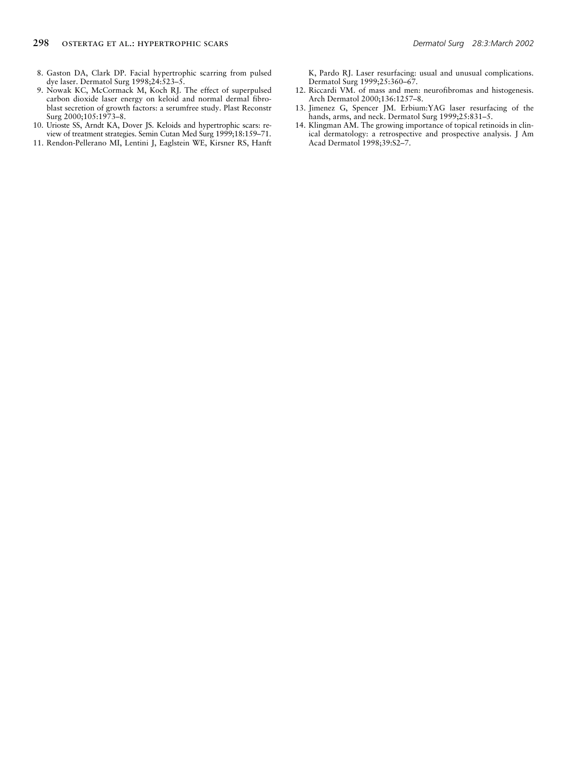8. Gaston DA, Clark DP. Facial hypertrophic scarring from pulsed dye laser. Dermatol Surg 1998;24:523–5.
9. Nowak KC, McCormack M, Koch RJ. The effect of superpulsed carbon dioxide laser energy on keloid and normal dermal fibroblast secretion of growth factors: a serumfree study. Plast Reconstr Surg 2000;105:1973–8.
10. Urioste SS, Arndt KA, Dover JS. Keloids and hypertrophic scars: review of treatment strategies. Semin Cutan Med Surg 1999;18:159–71.
11. Rendon-Pellerano MI, Lentini J, Eaglstein WE, Kirsner RS, Hanft K, Pardo RJ. Laser resurfacing: usual and unusual complications. Dermatol Surg 1999;25:360–67.
12. Riccardi VM. of mass and men: neurofibromas and histogenesis. Arch Dermatol 2000;136:1257–8.
13. Jimenez G, Spencer JM. Erbium:YAG laser resurfacing of the hands, arms, and neck. Dermatol Surg 1999;25:831–5.
14. Klingman AM. The growing importance of topical retinoids in clinical dermatology: a retrospective and prospective analysis. J Am Acad Dermatol 1998;39:S2–7.